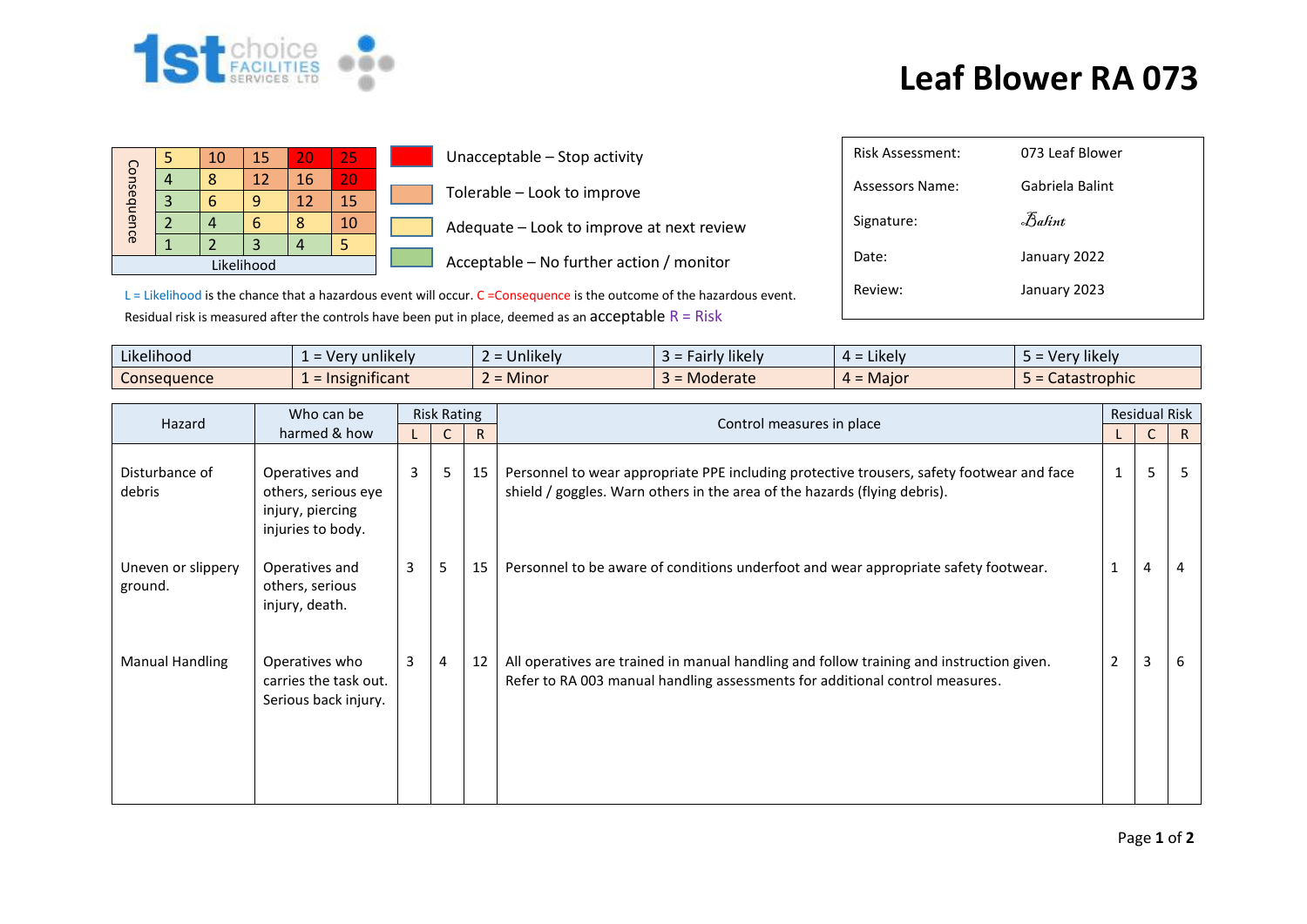1st choice FACILITIES SERVICES LTD

# Leaf Blower RA 073

| Consequence | | | | | |
|---|---|---|---|---|---|
| | 5 | 10 | 15 | 20 | 25 |
| | 4 | 8 | 12 | 16 | 20 |
| | 3 | 6 | 9 | 12 | 15 |
| | 2 | 4 | 6 | 8 | 10 |
| | 1 | 2 | 3 | 4 | 5 |
| Likelihood | | | | | |

- Unacceptable – Stop activity
- Tolerable – Look to improve
- Adequate – Look to improve at next review
- Acceptable – No further action / monitor

| | |
|---|---|
| Risk Assessment: | 073 Leaf Blower |
| Assessors Name: | Gabriela Balint |
| Signature: | Balint |
| Date: | January 2022 |
| Review: | January 2023 |

L = Likelihood is the chance that a hazardous event will occur. C =Consequence is the outcome of the hazardous event.
Residual risk is measured after the controls have been put in place, deemed as an acceptable R = Risk

| | | | | | |
|---|---|---|---|---|---|
| Likelihood | 1 = Very unlikely | 2 = Unlikely | 3 = Fairly likely | 4 = Likely | 5 = Very likely |
| Consequence | 1 = Insignificant | 2 = Minor | 3 = Moderate | 4 = Major | 5 = Catastrophic |

| Hazard | Who can be harmed & how | Risk Rating | | | Control measures in place | Residual Risk | | |
|---|---|---|---|---|---|---|---|---|
| | | L | C | R | | L | C | R |
| Disturbance of debris | Operatives and others, serious eye injury, piercing injuries to body. | 3 | 5 | 15 | Personnel to wear appropriate PPE including protective trousers, safety footwear and face shield / goggles. Warn others in the area of the hazards (flying debris). | 1 | 5 | 5 |
| Uneven or slippery ground. | Operatives and others, serious injury, death. | 3 | 5 | 15 | Personnel to be aware of conditions underfoot and wear appropriate safety footwear. | 1 | 4 | 4 |
| Manual Handling | Operatives who carries the task out. Serious back injury. | 3 | 4 | 12 | All operatives are trained in manual handling and follow training and instruction given. Refer to RA 003 manual handling assessments for additional control measures. | 2 | 3 | 6 |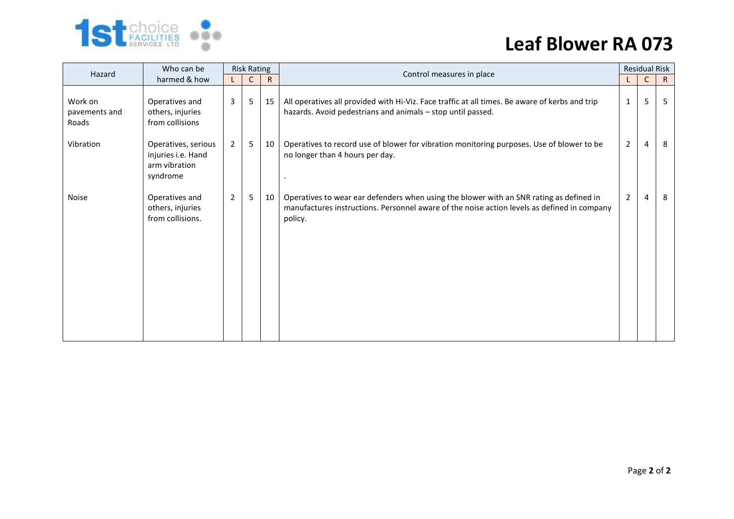# Leaf Blower RA 073

| Hazard | Who can be harmed & how | Risk Rating | | | Control measures in place | Residual Risk | | |
|---|---|---|---|---|---|---|---|---|
| | | L | C | R | | L | C | R |
| Work on pavements and Roads | Operatives and others, injuries from collisions | 3 | 5 | 15 | All operatives all provided with Hi-Viz. Face traffic at all times. Be aware of kerbs and trip hazards. Avoid pedestrians and animals – stop until passed. | 1 | 5 | 5 |
| Vibration | Operatives, serious injuries i.e. Hand arm vibration syndrome | 2 | 5 | 10 | Operatives to record use of blower for vibration monitoring purposes. Use of blower to be no longer than 4 hours per day. . | 2 | 4 | 8 |
| Noise | Operatives and others, injuries from collisions. | 2 | 5 | 10 | Operatives to wear ear defenders when using the blower with an SNR rating as defined in manufactures instructions. Personnel aware of the noise action levels as defined in company policy. | 2 | 4 | 8 |